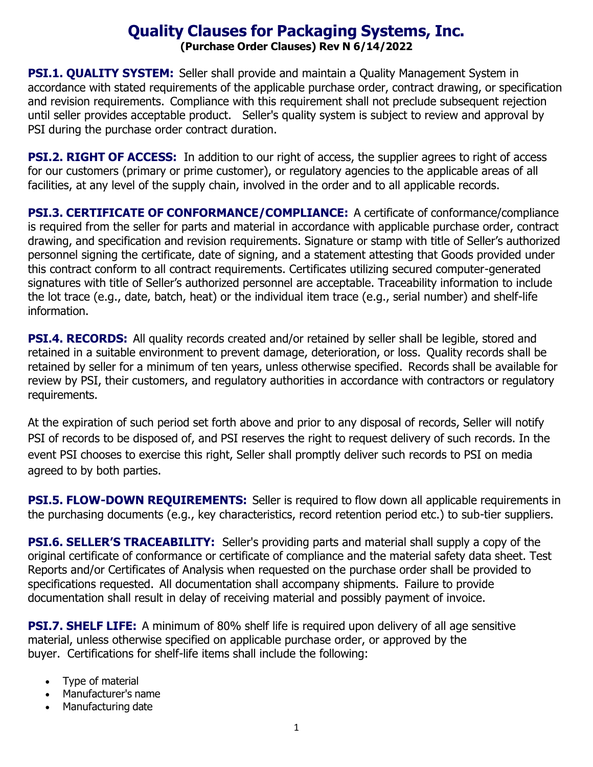# Quality Clauses for Packaging Systems, Inc.

**(Purchase Order Clauses) Rev N 6/14/2022**

**PSI.1. QUALITY SYSTEM:** Seller shall provide and maintain a Quality Management System in accordance with stated requirements of the applicable purchase order, contract drawing, or specification and revision requirements. Compliance with this requirement shall not preclude subsequent rejection until seller provides acceptable product. Seller's quality system is subject to review and approval by PSI during the purchase order contract duration.

**PSI.2. RIGHT OF ACCESS:** In addition to our right of access, the supplier agrees to right of access for our customers (primary or prime customer), or regulatory agencies to the applicable areas of all facilities, at any level of the supply chain, involved in the order and to all applicable records.

**PSI.3. CERTIFICATE OF CONFORMANCE/COMPLIANCE:** A certificate of conformance/compliance is required from the seller for parts and material in accordance with applicable purchase order, contract drawing, and specification and revision requirements. Signature or stamp with title of Seller's authorized personnel signing the certificate, date of signing, and a statement attesting that Goods provided under this contract conform to all contract requirements. Certificates utilizing secured computer-generated signatures with title of Seller's authorized personnel are acceptable. Traceability information to include the lot trace (e.g., date, batch, heat) or the individual item trace (e.g., serial number) and shelf-life information.

**PSI.4. RECORDS:** All quality records created and/or retained by seller shall be legible, stored and retained in a suitable environment to prevent damage, deterioration, or loss. Quality records shall be retained by seller for a minimum of ten years, unless otherwise specified. Records shall be available for review by PSI, their customers, and regulatory authorities in accordance with contractors or regulatory requirements.

At the expiration of such period set forth above and prior to any disposal of records, Seller will notify PSI of records to be disposed of, and PSI reserves the right to request delivery of such records. In the event PSI chooses to exercise this right, Seller shall promptly deliver such records to PSI on media agreed to by both parties.

**PSI.5. FLOW-DOWN REQUIREMENTS:** Seller is required to flow down all applicable requirements in the purchasing documents (e.g., key characteristics, record retention period etc.) to sub-tier suppliers.

**PSI.6. SELLER'S TRACEABILITY:** Seller's providing parts and material shall supply a copy of the original certificate of conformance or certificate of compliance and the material safety data sheet. Test Reports and/or Certificates of Analysis when requested on the purchase order shall be provided to specifications requested. All documentation shall accompany shipments. Failure to provide documentation shall result in delay of receiving material and possibly payment of invoice.

**PSI.7. SHELF LIFE:** A minimum of 80% shelf life is required upon delivery of all age sensitive material, unless otherwise specified on applicable purchase order, or approved by the buyer. Certifications for shelf-life items shall include the following:

- Type of material
- Manufacturer's name
- Manufacturing date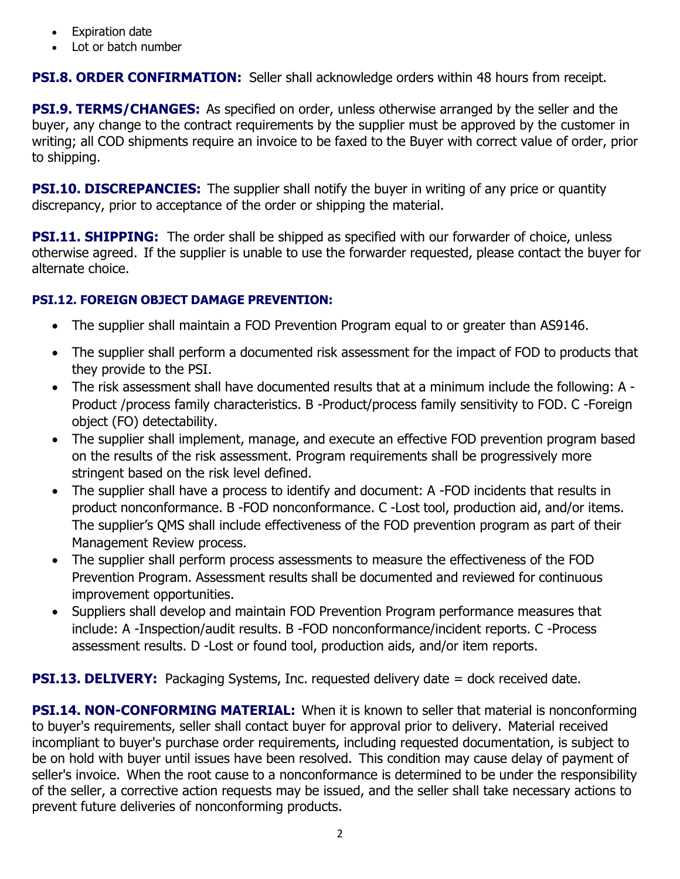- Expiration date
- Lot or batch number

**PSI.8. ORDER CONFIRMATION:** Seller shall acknowledge orders within 48 hours from receipt.

**PSI.9. TERMS/CHANGES:** As specified on order, unless otherwise arranged by the seller and the buyer, any change to the contract requirements by the supplier must be approved by the customer in writing; all COD shipments require an invoice to be faxed to the Buyer with correct value of order, prior to shipping.

**PSI.10. DISCREPANCIES:** The supplier shall notify the buyer in writing of any price or quantity discrepancy, prior to acceptance of the order or shipping the material.

**PSI.11. SHIPPING:** The order shall be shipped as specified with our forwarder of choice, unless otherwise agreed. If the supplier is unable to use the forwarder requested, please contact the buyer for alternate choice.

**PSI.12. FOREIGN OBJECT DAMAGE PREVENTION:**

- The supplier shall maintain a FOD Prevention Program equal to or greater than AS9146.
- The supplier shall perform a documented risk assessment for the impact of FOD to products that they provide to the PSI.
- The risk assessment shall have documented results that at a minimum include the following: A - Product /process family characteristics. B -Product/process family sensitivity to FOD. C -Foreign object (FO) detectability.
- The supplier shall implement, manage, and execute an effective FOD prevention program based on the results of the risk assessment. Program requirements shall be progressively more stringent based on the risk level defined.
- The supplier shall have a process to identify and document: A -FOD incidents that results in product nonconformance. B -FOD nonconformance. C -Lost tool, production aid, and/or items. The supplier's QMS shall include effectiveness of the FOD prevention program as part of their Management Review process.
- The supplier shall perform process assessments to measure the effectiveness of the FOD Prevention Program. Assessment results shall be documented and reviewed for continuous improvement opportunities.
- Suppliers shall develop and maintain FOD Prevention Program performance measures that include: A -Inspection/audit results. B -FOD nonconformance/incident reports. C -Process assessment results. D -Lost or found tool, production aids, and/or item reports.

**PSI.13. DELIVERY:** Packaging Systems, Inc. requested delivery date = dock received date.

**PSI.14. NON-CONFORMING MATERIAL:** When it is known to seller that material is nonconforming to buyer's requirements, seller shall contact buyer for approval prior to delivery. Material received incompliant to buyer's purchase order requirements, including requested documentation, is subject to be on hold with buyer until issues have been resolved. This condition may cause delay of payment of seller's invoice. When the root cause to a nonconformance is determined to be under the responsibility of the seller, a corrective action requests may be issued, and the seller shall take necessary actions to prevent future deliveries of nonconforming products.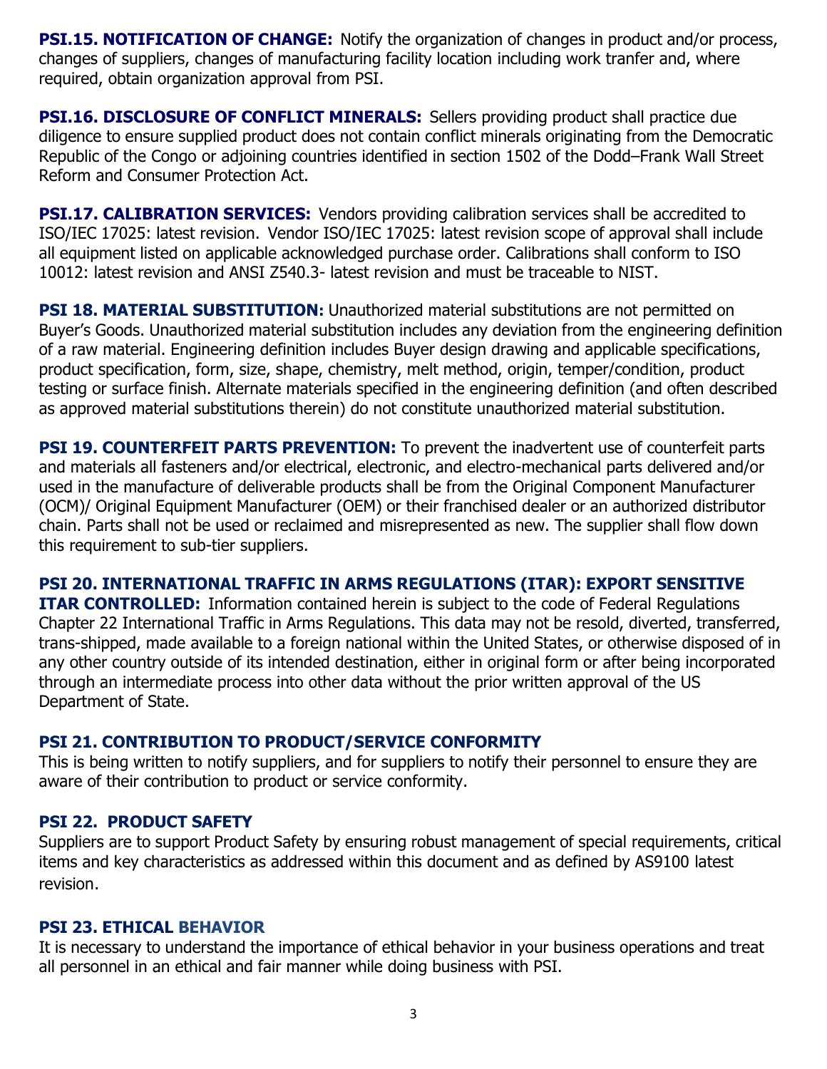**PSI.15. NOTIFICATION OF CHANGE:** Notify the organization of changes in product and/or process, changes of suppliers, changes of manufacturing facility location including work tranfer and, where required, obtain organization approval from PSI.

**PSI.16. DISCLOSURE OF CONFLICT MINERALS:** Sellers providing product shall practice due diligence to ensure supplied product does not contain conflict minerals originating from the Democratic Republic of the Congo or adjoining countries identified in section 1502 of the Dodd–Frank Wall Street Reform and Consumer Protection Act.

**PSI.17. CALIBRATION SERVICES:** Vendors providing calibration services shall be accredited to ISO/IEC 17025: latest revision. Vendor ISO/IEC 17025: latest revision scope of approval shall include all equipment listed on applicable acknowledged purchase order. Calibrations shall conform to ISO 10012: latest revision and ANSI Z540.3- latest revision and must be traceable to NIST.

**PSI 18. MATERIAL SUBSTITUTION:** Unauthorized material substitutions are not permitted on Buyer's Goods. Unauthorized material substitution includes any deviation from the engineering definition of a raw material. Engineering definition includes Buyer design drawing and applicable specifications, product specification, form, size, shape, chemistry, melt method, origin, temper/condition, product testing or surface finish. Alternate materials specified in the engineering definition (and often described as approved material substitutions therein) do not constitute unauthorized material substitution.

**PSI 19. COUNTERFEIT PARTS PREVENTION:** To prevent the inadvertent use of counterfeit parts and materials all fasteners and/or electrical, electronic, and electro-mechanical parts delivered and/or used in the manufacture of deliverable products shall be from the Original Component Manufacturer (OCM)/ Original Equipment Manufacturer (OEM) or their franchised dealer or an authorized distributor chain. Parts shall not be used or reclaimed and misrepresented as new. The supplier shall flow down this requirement to sub-tier suppliers.

**PSI 20. INTERNATIONAL TRAFFIC IN ARMS REGULATIONS (ITAR): EXPORT SENSITIVE ITAR CONTROLLED:** Information contained herein is subject to the code of Federal Regulations Chapter 22 International Traffic in Arms Regulations. This data may not be resold, diverted, transferred, trans-shipped, made available to a foreign national within the United States, or otherwise disposed of in any other country outside of its intended destination, either in original form or after being incorporated through an intermediate process into other data without the prior written approval of the US Department of State.

**PSI 21. CONTRIBUTION TO PRODUCT/SERVICE CONFORMITY**

This is being written to notify suppliers, and for suppliers to notify their personnel to ensure they are aware of their contribution to product or service conformity.

**PSI 22. PRODUCT SAFETY**

Suppliers are to support Product Safety by ensuring robust management of special requirements, critical items and key characteristics as addressed within this document and as defined by AS9100 latest revision.

**PSI 23. ETHICAL BEHAVIOR**

It is necessary to understand the importance of ethical behavior in your business operations and treat all personnel in an ethical and fair manner while doing business with PSI.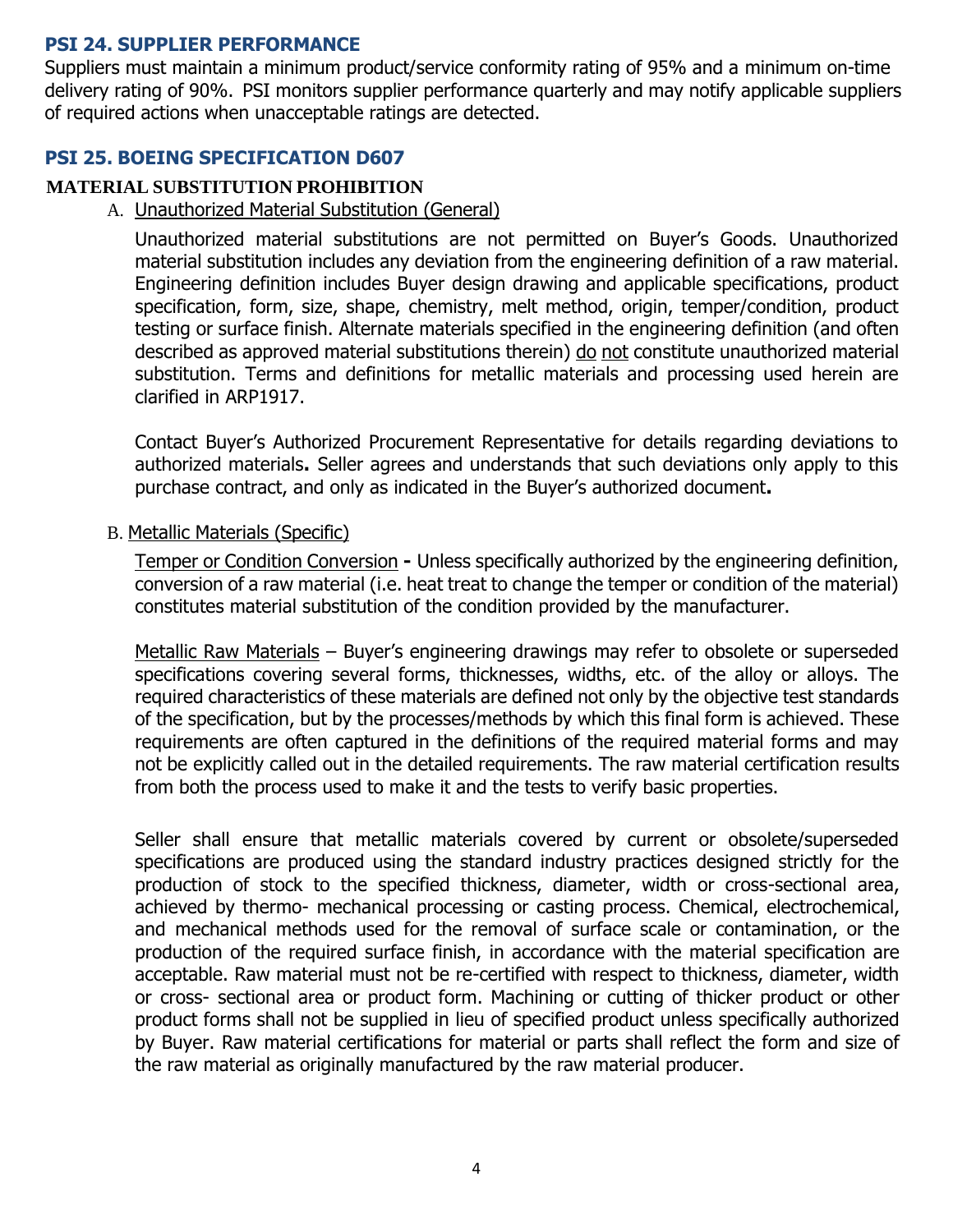## PSI 24. SUPPLIER PERFORMANCE

Suppliers must maintain a minimum product/service conformity rating of 95% and a minimum on-time delivery rating of 90%. PSI monitors supplier performance quarterly and may notify applicable suppliers of required actions when unacceptable ratings are detected.

## PSI 25. BOEING SPECIFICATION D607

### MATERIAL SUBSTITUTION PROHIBITION

A. Unauthorized Material Substitution (General)

Unauthorized material substitutions are not permitted on Buyer's Goods. Unauthorized material substitution includes any deviation from the engineering definition of a raw material. Engineering definition includes Buyer design drawing and applicable specifications, product specification, form, size, shape, chemistry, melt method, origin, temper/condition, product testing or surface finish. Alternate materials specified in the engineering definition (and often described as approved material substitutions therein) do not constitute unauthorized material substitution. Terms and definitions for metallic materials and processing used herein are clarified in ARP1917.

Contact Buyer's Authorized Procurement Representative for details regarding deviations to authorized materials**.** Seller agrees and understands that such deviations only apply to this purchase contract, and only as indicated in the Buyer's authorized document**.**

B. Metallic Materials (Specific)

Temper or Condition Conversion **-** Unless specifically authorized by the engineering definition, conversion of a raw material (i.e. heat treat to change the temper or condition of the material) constitutes material substitution of the condition provided by the manufacturer.

Metallic Raw Materials – Buyer's engineering drawings may refer to obsolete or superseded specifications covering several forms, thicknesses, widths, etc. of the alloy or alloys. The required characteristics of these materials are defined not only by the objective test standards of the specification, but by the processes/methods by which this final form is achieved. These requirements are often captured in the definitions of the required material forms and may not be explicitly called out in the detailed requirements. The raw material certification results from both the process used to make it and the tests to verify basic properties.

Seller shall ensure that metallic materials covered by current or obsolete/superseded specifications are produced using the standard industry practices designed strictly for the production of stock to the specified thickness, diameter, width or cross-sectional area, achieved by thermo- mechanical processing or casting process. Chemical, electrochemical, and mechanical methods used for the removal of surface scale or contamination, or the production of the required surface finish, in accordance with the material specification are acceptable. Raw material must not be re-certified with respect to thickness, diameter, width or cross- sectional area or product form. Machining or cutting of thicker product or other product forms shall not be supplied in lieu of specified product unless specifically authorized by Buyer. Raw material certifications for material or parts shall reflect the form and size of the raw material as originally manufactured by the raw material producer.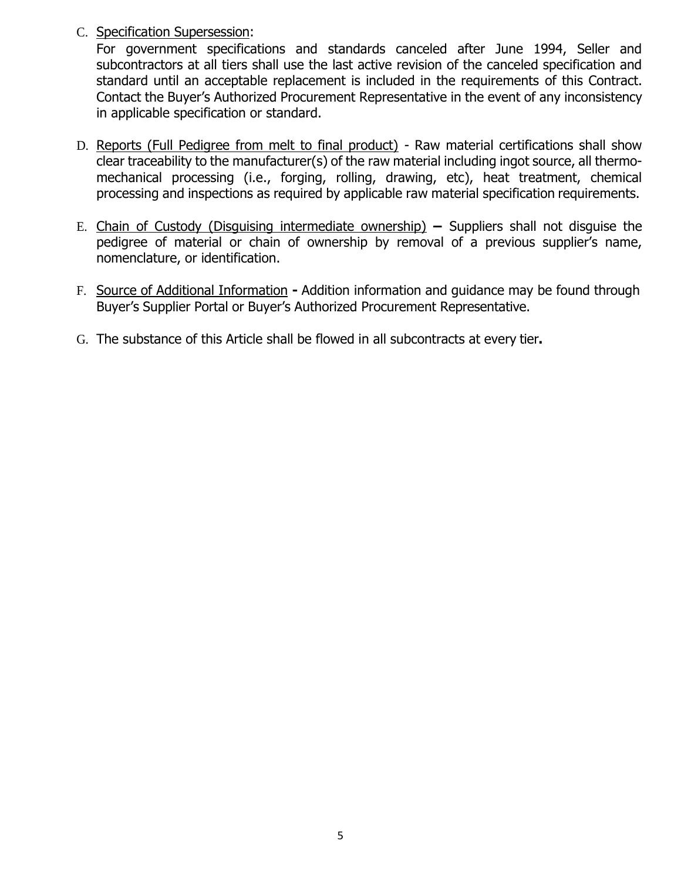C. <u>Specification Supersession</u>:
For government specifications and standards canceled after June 1994, Seller and subcontractors at all tiers shall use the last active revision of the canceled specification and standard until an acceptable replacement is included in the requirements of this Contract. Contact the Buyer's Authorized Procurement Representative in the event of any inconsistency in applicable specification or standard.

D. <u>Reports (Full Pedigree from melt to final product)</u> - Raw material certifications shall show clear traceability to the manufacturer(s) of the raw material including ingot source, all thermo-mechanical processing (i.e., forging, rolling, drawing, etc), heat treatment, chemical processing and inspections as required by applicable raw material specification requirements.

E. <u>Chain of Custody (Disguising intermediate ownership)</u> **–** Suppliers shall not disguise the pedigree of material or chain of ownership by removal of a previous supplier's name, nomenclature, or identification.

F. <u>Source of Additional Information</u> **-** Addition information and guidance may be found through Buyer's Supplier Portal or Buyer's Authorized Procurement Representative.

G. The substance of this Article shall be flowed in all subcontracts at every tier**.**